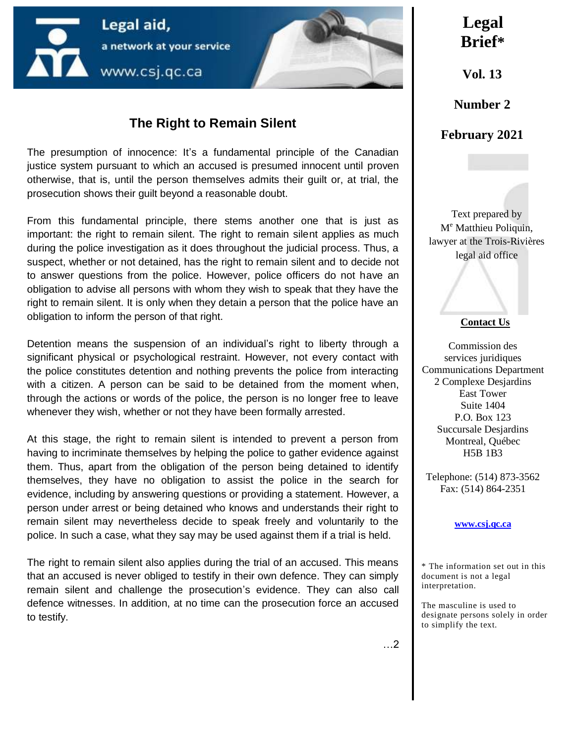Legal aid,
a network at your service
www.csj.qc.ca

# The Right to Remain Silent

The presumption of innocence: It's a fundamental principle of the Canadian justice system pursuant to which an accused is presumed innocent until proven otherwise, that is, until the person themselves admits their guilt or, at trial, the prosecution shows their guilt beyond a reasonable doubt.

From this fundamental principle, there stems another one that is just as important: the right to remain silent. The right to remain silent applies as much during the police investigation as it does throughout the judicial process. Thus, a suspect, whether or not detained, has the right to remain silent and to decide not to answer questions from the police. However, police officers do not have an obligation to advise all persons with whom they wish to speak that they have the right to remain silent. It is only when they detain a person that the police have an obligation to inform the person of that right.

Detention means the suspension of an individual's right to liberty through a significant physical or psychological restraint. However, not every contact with the police constitutes detention and nothing prevents the police from interacting with a citizen. A person can be said to be detained from the moment when, through the actions or words of the police, the person is no longer free to leave whenever they wish, whether or not they have been formally arrested.

At this stage, the right to remain silent is intended to prevent a person from having to incriminate themselves by helping the police to gather evidence against them. Thus, apart from the obligation of the person being detained to identify themselves, they have no obligation to assist the police in the search for evidence, including by answering questions or providing a statement. However, a person under arrest or being detained who knows and understands their right to remain silent may nevertheless decide to speak freely and voluntarily to the police. In such a case, what they say may be used against them if a trial is held.

The right to remain silent also applies during the trial of an accused. This means that an accused is never obliged to testify in their own defence. They can simply remain silent and challenge the prosecution's evidence. They can also call defence witnesses. In addition, at no time can the prosecution force an accused to testify.

…2

**Legal Brief***

**Vol. 13**

**Number 2**

**February 2021**

Text prepared by
M[e] Matthieu Poliquin,
lawyer at the Trois-Rivières legal aid office

**Contact Us**

Commission des services juridiques
Communications Department
2 Complexe Desjardins
East Tower
Suite 1404
P.O. Box 123
Succursale Desjardins
Montreal, Québec
H5B 1B3

Telephone: (514) 873-3562
Fax: (514) 864-2351

**www.csj.qc.ca**

\* The information set out in this document is not a legal interpretation.

The masculine is used to designate persons solely in order to simplify the text.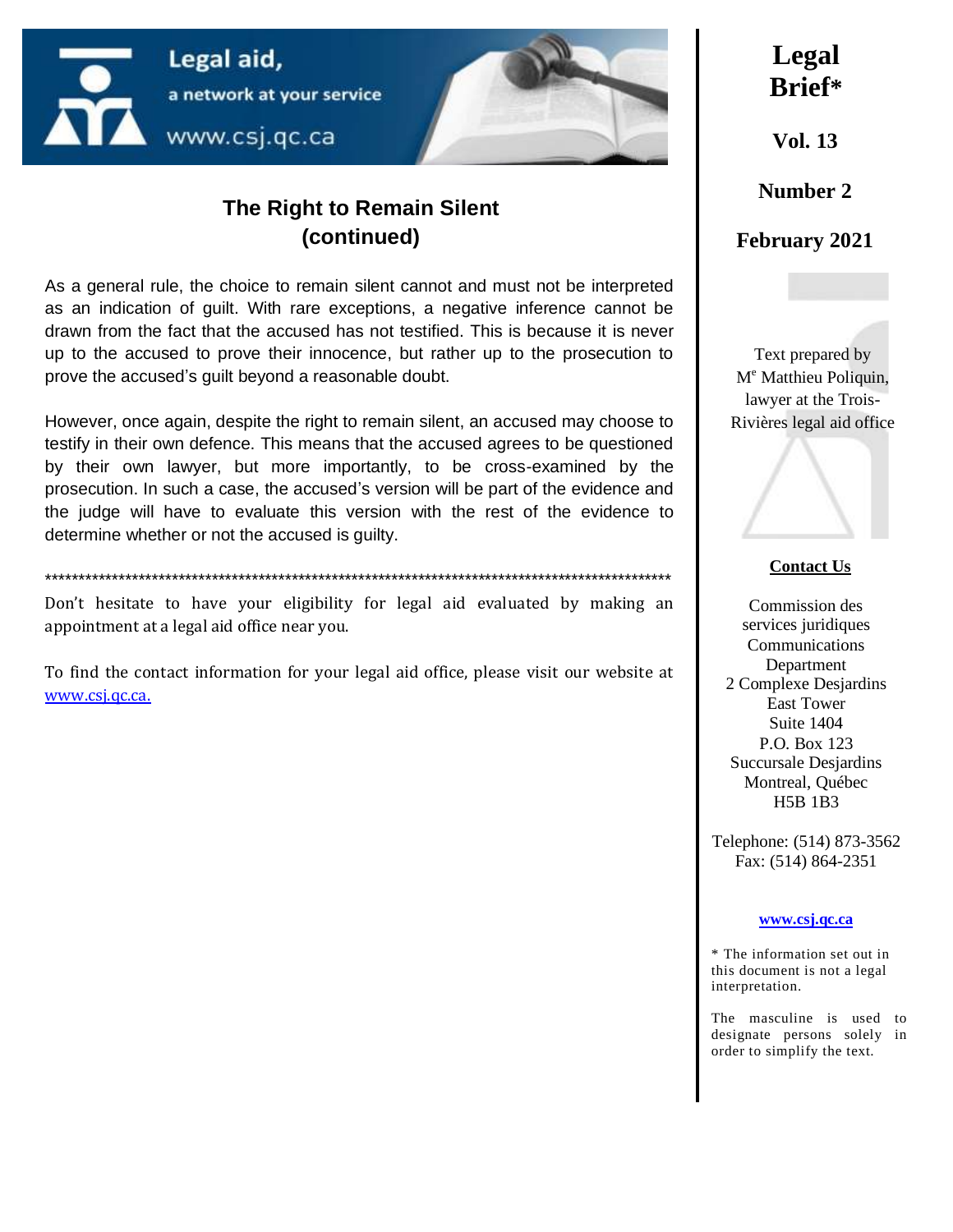Legal aid,

a network at your service

www.csj.qc.ca

# The Right to Remain Silent (continued)

As a general rule, the choice to remain silent cannot and must not be interpreted as an indication of guilt. With rare exceptions, a negative inference cannot be drawn from the fact that the accused has not testified. This is because it is never up to the accused to prove their innocence, but rather up to the prosecution to prove the accused's guilt beyond a reasonable doubt.

However, once again, despite the right to remain silent, an accused may choose to testify in their own defence. This means that the accused agrees to be questioned by their own lawyer, but more importantly, to be cross-examined by the prosecution. In such a case, the accused's version will be part of the evidence and the judge will have to evaluate this version with the rest of the evidence to determine whether or not the accused is guilty.

****************************************************************************************************

Don't hesitate to have your eligibility for legal aid evaluated by making an appointment at a legal aid office near you.

To find the contact information for your legal aid office, please visit our website at [www.csj.qc.ca.](http://www.csj.qc.ca)

---

**Legal Brief***

**Vol. 13**

**Number 2**

**February 2021**

Text prepared by Me Matthieu Poliquin, lawyer at the Trois-Rivières legal aid office

**Contact Us**

Commission des services juridiques
Communications Department
2 Complexe Desjardins
East Tower
Suite 1404
P.O. Box 123
Succursale Desjardins
Montreal, Québec
H5B 1B3

Telephone: (514) 873-3562
Fax: (514) 864-2351

**[www.csj.qc.ca](http://www.csj.qc.ca)**

* The information set out in this document is not a legal interpretation.

The masculine is used to designate persons solely in order to simplify the text.